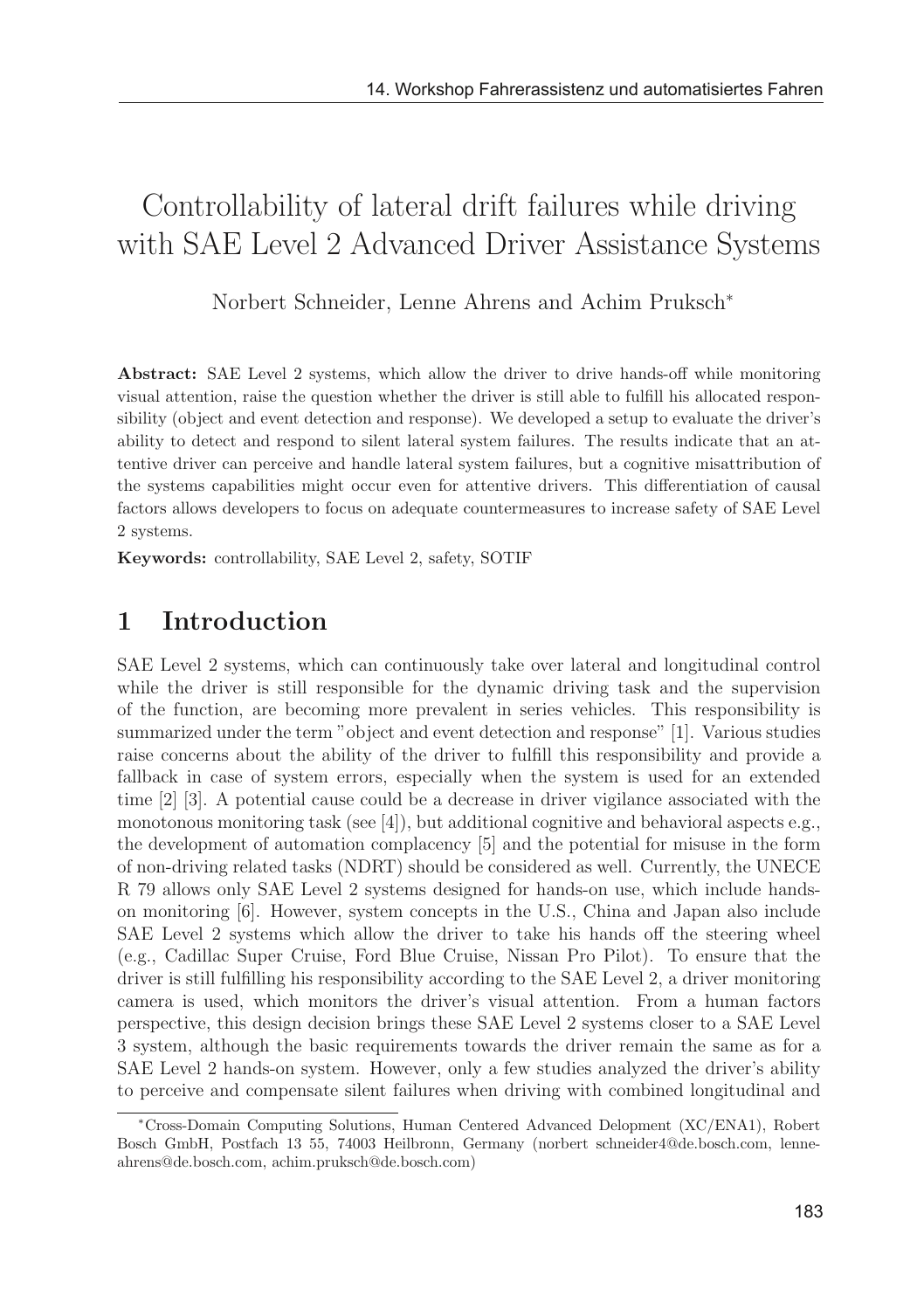# Controllability of lateral drift failures while driving with SAE Level 2 Advanced Driver Assistance Systems

Norbert Schneider, Lenne Ahrens and Achim Pruksch*

**Abstract:** SAE Level 2 systems, which allow the driver to drive hands-off while monitoring visual attention, raise the question whether the driver is still able to fulfill his allocated responsibility (object and event detection and response). We developed a setup to evaluate the driver's ability to detect and respond to silent lateral system failures. The results indicate that an attentive driver can perceive and handle lateral system failures, but a cognitive misattribution of the systems capabilities might occur even for attentive drivers. This differentiation of causal factors allows developers to focus on adequate countermeasures to increase safety of SAE Level 2 systems.

**Keywords:** controllability, SAE Level 2, safety, SOTIF

## 1 Introduction

SAE Level 2 systems, which can continuously take over lateral and longitudinal control while the driver is still responsible for the dynamic driving task and the supervision of the function, are becoming more prevalent in series vehicles. This responsibility is summarized under the term "object and event detection and response" [1]. Various studies raise concerns about the ability of the driver to fulfill this responsibility and provide a fallback in case of system errors, especially when the system is used for an extended time [2] [3]. A potential cause could be a decrease in driver vigilance associated with the monotonous monitoring task (see [4]), but additional cognitive and behavioral aspects e.g., the development of automation complacency [5] and the potential for misuse in the form of non-driving related tasks (NDRT) should be considered as well. Currently, the UNECE R 79 allows only SAE Level 2 systems designed for hands-on use, which include hands-on monitoring [6]. However, system concepts in the U.S., China and Japan also include SAE Level 2 systems which allow the driver to take his hands off the steering wheel (e.g., Cadillac Super Cruise, Ford Blue Cruise, Nissan Pro Pilot). To ensure that the driver is still fulfilling his responsibility according to the SAE Level 2, a driver monitoring camera is used, which monitors the driver's visual attention. From a human factors perspective, this design decision brings these SAE Level 2 systems closer to a SAE Level 3 system, although the basic requirements towards the driver remain the same as for a SAE Level 2 hands-on system. However, only a few studies analyzed the driver's ability to perceive and compensate silent failures when driving with combined longitudinal and

*Cross-Domain Computing Solutions, Human Centered Advanced Delopment (XC/ENA1), Robert Bosch GmbH, Postfach 13 55, 74003 Heilbronn, Germany (norbert schneider4@de.bosch.com, lenne-ahrens@de.bosch.com, achim.pruksch@de.bosch.com)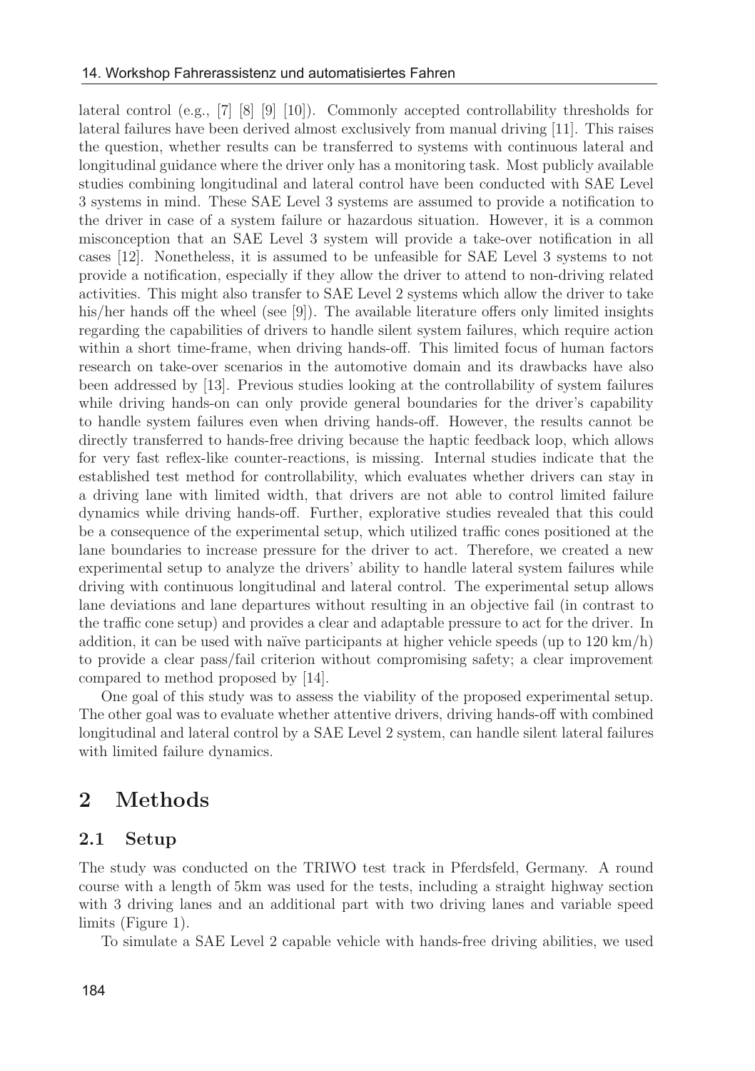lateral control (e.g., [7] [8] [9] [10]). Commonly accepted controllability thresholds for lateral failures have been derived almost exclusively from manual driving [11]. This raises the question, whether results can be transferred to systems with continuous lateral and longitudinal guidance where the driver only has a monitoring task. Most publicly available studies combining longitudinal and lateral control have been conducted with SAE Level 3 systems in mind. These SAE Level 3 systems are assumed to provide a notification to the driver in case of a system failure or hazardous situation. However, it is a common misconception that an SAE Level 3 system will provide a take-over notification in all cases [12]. Nonetheless, it is assumed to be unfeasible for SAE Level 3 systems to not provide a notification, especially if they allow the driver to attend to non-driving related activities. This might also transfer to SAE Level 2 systems which allow the driver to take his/her hands off the wheel (see [9]). The available literature offers only limited insights regarding the capabilities of drivers to handle silent system failures, which require action within a short time-frame, when driving hands-off. This limited focus of human factors research on take-over scenarios in the automotive domain and its drawbacks have also been addressed by [13]. Previous studies looking at the controllability of system failures while driving hands-on can only provide general boundaries for the driver's capability to handle system failures even when driving hands-off. However, the results cannot be directly transferred to hands-free driving because the haptic feedback loop, which allows for very fast reflex-like counter-reactions, is missing. Internal studies indicate that the established test method for controllability, which evaluates whether drivers can stay in a driving lane with limited width, that drivers are not able to control limited failure dynamics while driving hands-off. Further, explorative studies revealed that this could be a consequence of the experimental setup, which utilized traffic cones positioned at the lane boundaries to increase pressure for the driver to act. Therefore, we created a new experimental setup to analyze the drivers' ability to handle lateral system failures while driving with continuous longitudinal and lateral control. The experimental setup allows lane deviations and lane departures without resulting in an objective fail (in contrast to the traffic cone setup) and provides a clear and adaptable pressure to act for the driver. In addition, it can be used with naïve participants at higher vehicle speeds (up to 120 km/h) to provide a clear pass/fail criterion without compromising safety; a clear improvement compared to method proposed by [14].

One goal of this study was to assess the viability of the proposed experimental setup. The other goal was to evaluate whether attentive drivers, driving hands-off with combined longitudinal and lateral control by a SAE Level 2 system, can handle silent lateral failures with limited failure dynamics.

# 2 Methods

## 2.1 Setup

The study was conducted on the TRIWO test track in Pferdsfeld, Germany. A round course with a length of 5km was used for the tests, including a straight highway section with 3 driving lanes and an additional part with two driving lanes and variable speed limits (Figure 1).

To simulate a SAE Level 2 capable vehicle with hands-free driving abilities, we used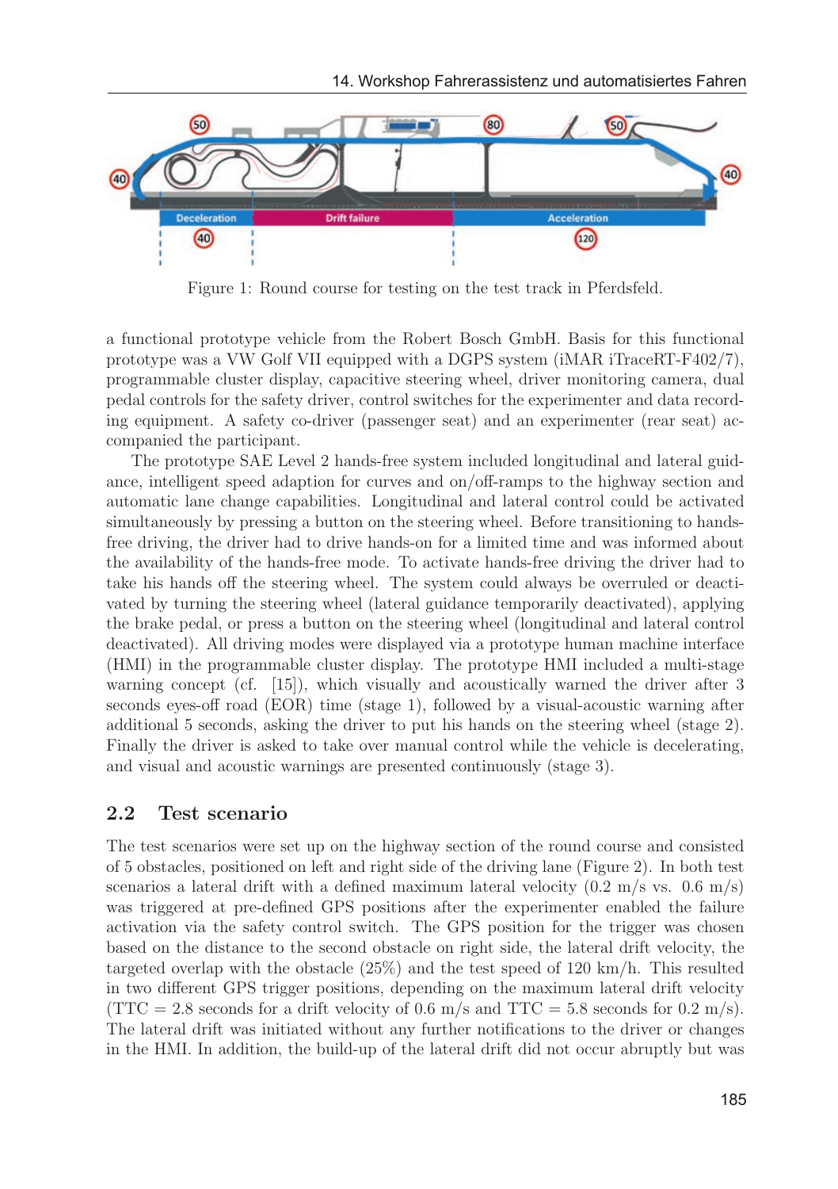Figure 1: Round course for testing on the test track in Pferdsfeld.

a functional prototype vehicle from the Robert Bosch GmbH. Basis for this functional prototype was a VW Golf VII equipped with a DGPS system (iMAR iTraceRT-F402/7), programmable cluster display, capacitive steering wheel, driver monitoring camera, dual pedal controls for the safety driver, control switches for the experimenter and data recording equipment. A safety co-driver (passenger seat) and an experimenter (rear seat) accompanied the participant.

The prototype SAE Level 2 hands-free system included longitudinal and lateral guidance, intelligent speed adaption for curves and on/off-ramps to the highway section and automatic lane change capabilities. Longitudinal and lateral control could be activated simultaneously by pressing a button on the steering wheel. Before transitioning to hands-free driving, the driver had to drive hands-on for a limited time and was informed about the availability of the hands-free mode. To activate hands-free driving the driver had to take his hands off the steering wheel. The system could always be overruled or deactivated by turning the steering wheel (lateral guidance temporarily deactivated), applying the brake pedal, or press a button on the steering wheel (longitudinal and lateral control deactivated). All driving modes were displayed via a prototype human machine interface (HMI) in the programmable cluster display. The prototype HMI included a multi-stage warning concept (cf. [15]), which visually and acoustically warned the driver after 3 seconds eyes-off road (EOR) time (stage 1), followed by a visual-acoustic warning after additional 5 seconds, asking the driver to put his hands on the steering wheel (stage 2). Finally the driver is asked to take over manual control while the vehicle is decelerating, and visual and acoustic warnings are presented continuously (stage 3).

## 2.2 Test scenario

The test scenarios were set up on the highway section of the round course and consisted of 5 obstacles, positioned on left and right side of the driving lane (Figure 2). In both test scenarios a lateral drift with a defined maximum lateral velocity (0.2 m/s vs. 0.6 m/s) was triggered at pre-defined GPS positions after the experimenter enabled the failure activation via the safety control switch. The GPS position for the trigger was chosen based on the distance to the second obstacle on right side, the lateral drift velocity, the targeted overlap with the obstacle (25%) and the test speed of 120 km/h. This resulted in two different GPS trigger positions, depending on the maximum lateral drift velocity (TTC = 2.8 seconds for a drift velocity of 0.6 m/s and TTC = 5.8 seconds for 0.2 m/s). The lateral drift was initiated without any further notifications to the driver or changes in the HMI. In addition, the build-up of the lateral drift did not occur abruptly but was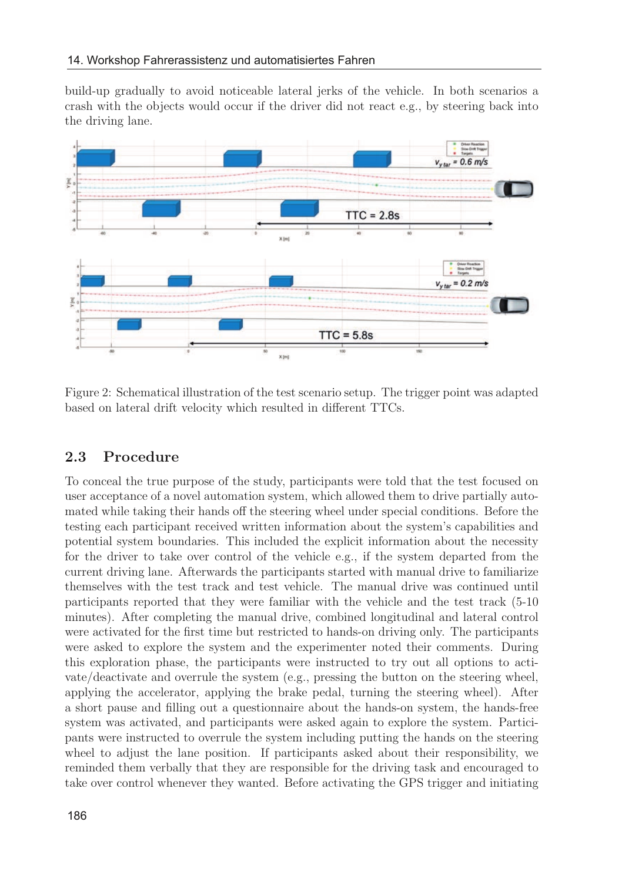build-up gradually to avoid noticeable lateral jerks of the vehicle. In both scenarios a crash with the objects would occur if the driver did not react e.g., by steering back into the driving lane.

Figure 2: Schematical illustration of the test scenario setup. The trigger point was adapted based on lateral drift velocity which resulted in different TTCs.

## 2.3 Procedure

To conceal the true purpose of the study, participants were told that the test focused on user acceptance of a novel automation system, which allowed them to drive partially automated while taking their hands off the steering wheel under special conditions. Before the testing each participant received written information about the system's capabilities and potential system boundaries. This included the explicit information about the necessity for the driver to take over control of the vehicle e.g., if the system departed from the current driving lane. Afterwards the participants started with manual drive to familiarize themselves with the test track and test vehicle. The manual drive was continued until participants reported that they were familiar with the vehicle and the test track (5-10 minutes). After completing the manual drive, combined longitudinal and lateral control were activated for the first time but restricted to hands-on driving only. The participants were asked to explore the system and the experimenter noted their comments. During this exploration phase, the participants were instructed to try out all options to activate/deactivate and overrule the system (e.g., pressing the button on the steering wheel, applying the accelerator, applying the brake pedal, turning the steering wheel). After a short pause and filling out a questionnaire about the hands-on system, the hands-free system was activated, and participants were asked again to explore the system. Participants were instructed to overrule the system including putting the hands on the steering wheel to adjust the lane position. If participants asked about their responsibility, we reminded them verbally that they are responsible for the driving task and encouraged to take over control whenever they wanted. Before activating the GPS trigger and initiating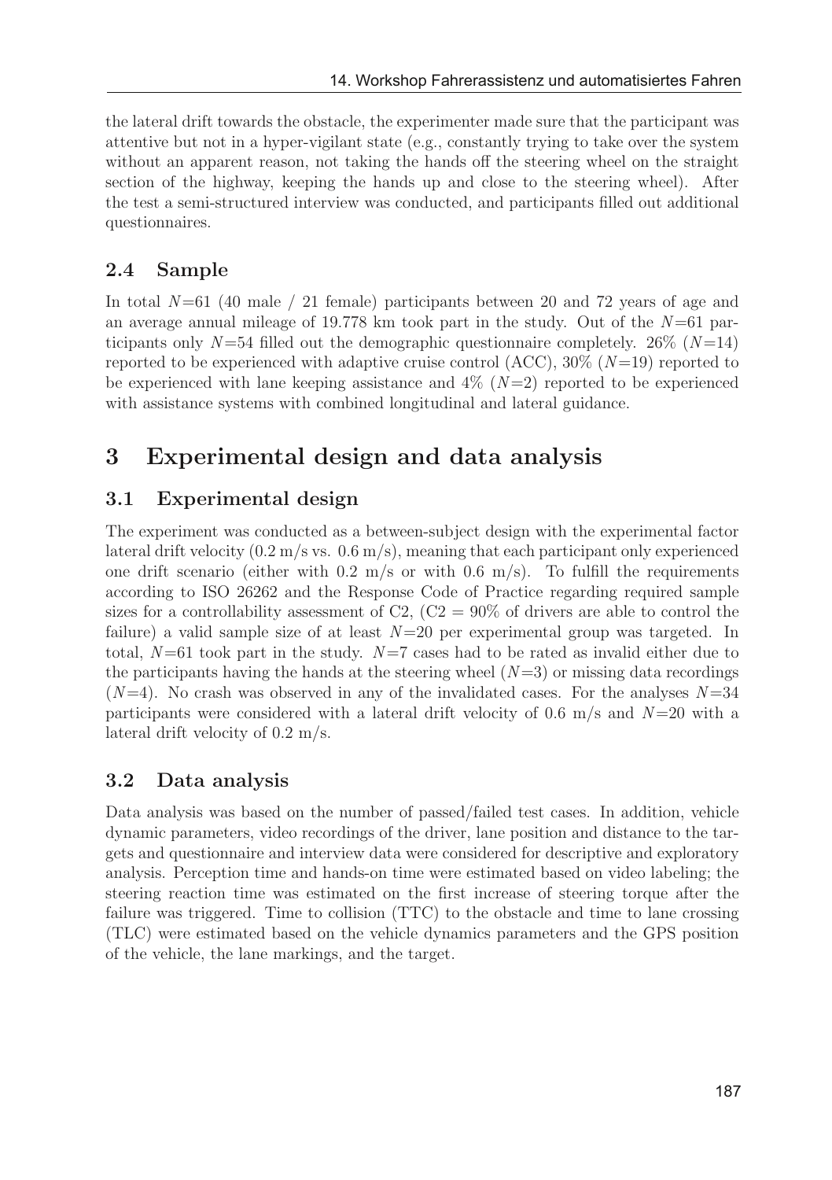the lateral drift towards the obstacle, the experimenter made sure that the participant was attentive but not in a hyper-vigilant state (e.g., constantly trying to take over the system without an apparent reason, not taking the hands off the steering wheel on the straight section of the highway, keeping the hands up and close to the steering wheel). After the test a semi-structured interview was conducted, and participants filled out additional questionnaires.

### 2.4 Sample

In total $N$=61 (40 male / 21 female) participants between 20 and 72 years of age and an average annual mileage of 19.778 km took part in the study. Out of the $N$=61 participants only $N$=54 filled out the demographic questionnaire completely. 26% ($N$=14) reported to be experienced with adaptive cruise control (ACC), 30% ($N$=19) reported to be experienced with lane keeping assistance and 4% ($N$=2) reported to be experienced with assistance systems with combined longitudinal and lateral guidance.

## 3 Experimental design and data analysis

### 3.1 Experimental design

The experiment was conducted as a between-subject design with the experimental factor lateral drift velocity (0.2 m/s vs. 0.6 m/s), meaning that each participant only experienced one drift scenario (either with 0.2 m/s or with 0.6 m/s). To fulfill the requirements according to ISO 26262 and the Response Code of Practice regarding required sample sizes for a controllability assessment of C2, (C2 = 90% of drivers are able to control the failure) a valid sample size of at least $N$=20 per experimental group was targeted. In total, $N$=61 took part in the study. $N$=7 cases had to be rated as invalid either due to the participants having the hands at the steering wheel ($N$=3) or missing data recordings ($N$=4). No crash was observed in any of the invalidated cases. For the analyses $N$=34 participants were considered with a lateral drift velocity of 0.6 m/s and $N$=20 with a lateral drift velocity of 0.2 m/s.

### 3.2 Data analysis

Data analysis was based on the number of passed/failed test cases. In addition, vehicle dynamic parameters, video recordings of the driver, lane position and distance to the targets and questionnaire and interview data were considered for descriptive and exploratory analysis. Perception time and hands-on time were estimated based on video labeling; the steering reaction time was estimated on the first increase of steering torque after the failure was triggered. Time to collision (TTC) to the obstacle and time to lane crossing (TLC) were estimated based on the vehicle dynamics parameters and the GPS position of the vehicle, the lane markings, and the target.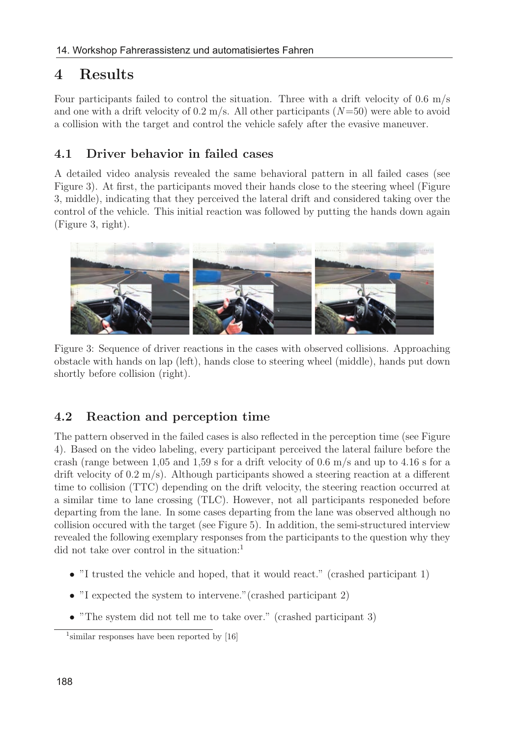# 4 Results

Four participants failed to control the situation. Three with a drift velocity of 0.6 m/s and one with a drift velocity of 0.2 m/s. All other participants ($N$=50) were able to avoid a collision with the target and control the vehicle safely after the evasive maneuver.

## 4.1 Driver behavior in failed cases

A detailed video analysis revealed the same behavioral pattern in all failed cases (see Figure 3). At first, the participants moved their hands close to the steering wheel (Figure 3, middle), indicating that they perceived the lateral drift and considered taking over the control of the vehicle. This initial reaction was followed by putting the hands down again (Figure 3, right).

Figure 3: Sequence of driver reactions in the cases with observed collisions. Approaching obstacle with hands on lap (left), hands close to steering wheel (middle), hands put down shortly before collision (right).

## 4.2 Reaction and perception time

The pattern observed in the failed cases is also reflected in the perception time (see Figure 4). Based on the video labeling, every participant perceived the lateral failure before the crash (range between 1,05 and 1,59 s for a drift velocity of 0.6 m/s and up to 4.16 s for a drift velocity of 0.2 m/s). Although participants showed a steering reaction at a different time to collision (TTC) depending on the drift velocity, the steering reaction occurred at a similar time to lane crossing (TLC). However, not all participants responeded before departing from the lane. In some cases departing from the lane was observed although no collision occured with the target (see Figure 5). In addition, the semi-structured interview revealed the following exemplary responses from the participants to the question why they did not take over control in the situation:[1]

- "I trusted the vehicle and hoped, that it would react." (crashed participant 1)
- "I expected the system to intervene."(crashed participant 2)
- "The system did not tell me to take over." (crashed participant 3)

[1] similar responses have been reported by [16]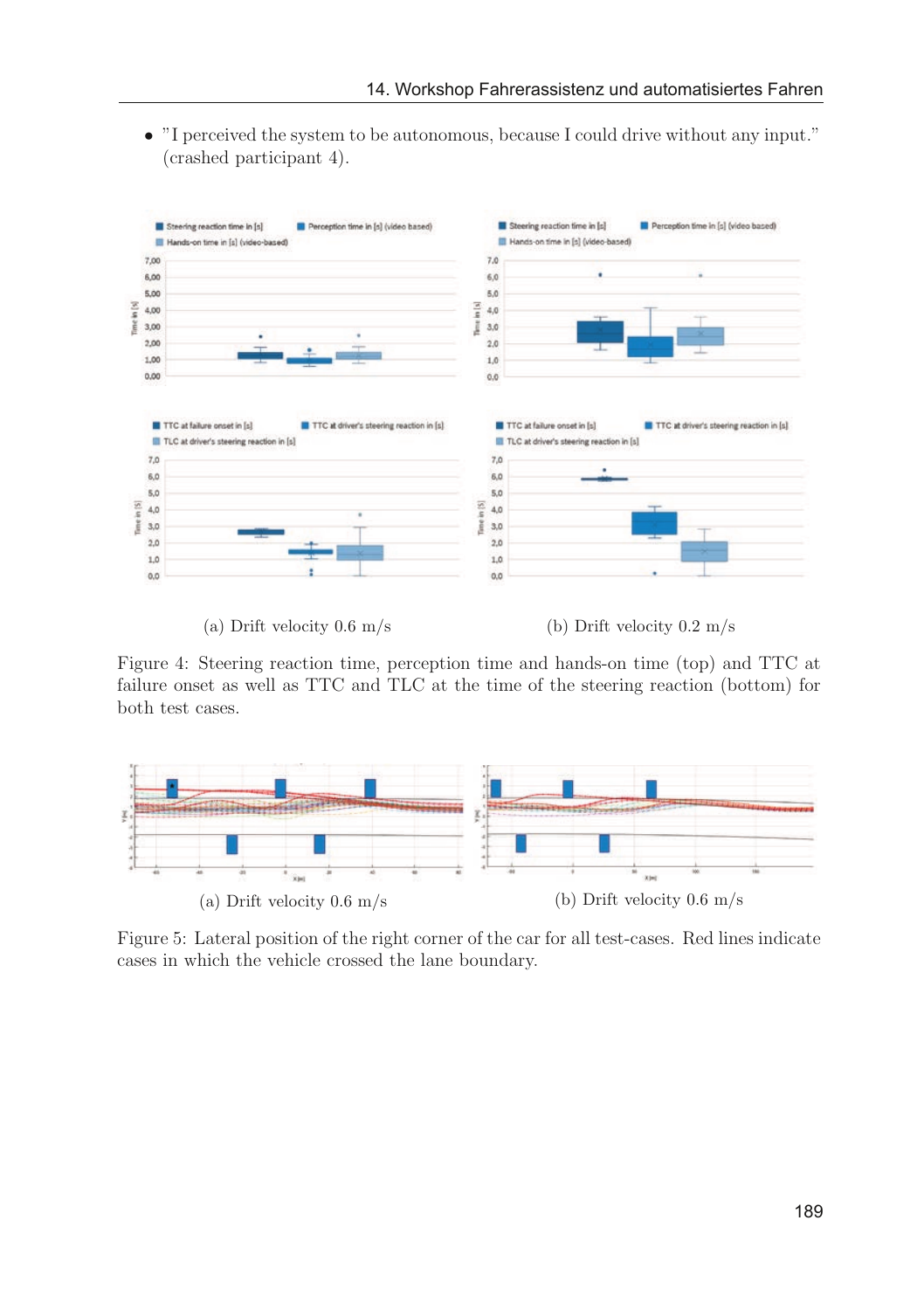- "I perceived the system to be autonomous, because I could drive without any input." (crashed participant 4).

(a) Drift velocity 0.6 m/s

(b) Drift velocity 0.2 m/s

Figure 4: Steering reaction time, perception time and hands-on time (top) and TTC at failure onset as well as TTC and TLC at the time of the steering reaction (bottom) for both test cases.

(a) Drift velocity 0.6 m/s

(b) Drift velocity 0.6 m/s

Figure 5: Lateral position of the right corner of the car for all test-cases. Red lines indicate cases in which the vehicle crossed the lane boundary.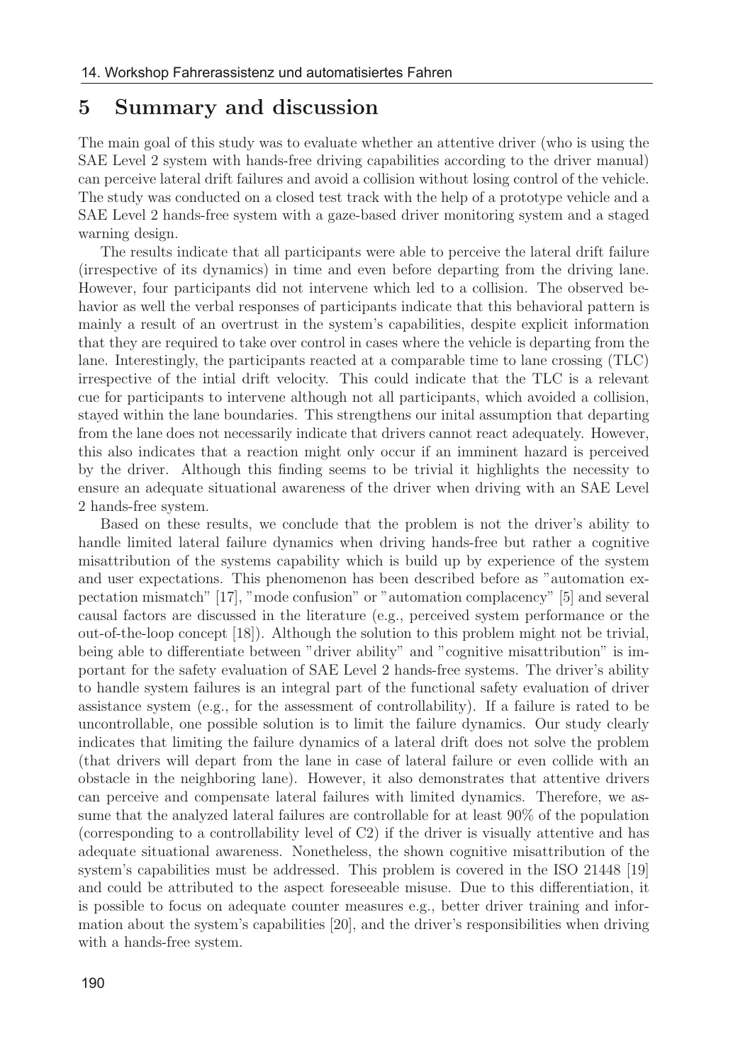# 5 Summary and discussion

The main goal of this study was to evaluate whether an attentive driver (who is using the SAE Level 2 system with hands-free driving capabilities according to the driver manual) can perceive lateral drift failures and avoid a collision without losing control of the vehicle. The study was conducted on a closed test track with the help of a prototype vehicle and a SAE Level 2 hands-free system with a gaze-based driver monitoring system and a staged warning design.

The results indicate that all participants were able to perceive the lateral drift failure (irrespective of its dynamics) in time and even before departing from the driving lane. However, four participants did not intervene which led to a collision. The observed behavior as well the verbal responses of participants indicate that this behavioral pattern is mainly a result of an overtrust in the system's capabilities, despite explicit information that they are required to take over control in cases where the vehicle is departing from the lane. Interestingly, the participants reacted at a comparable time to lane crossing (TLC) irrespective of the intial drift velocity. This could indicate that the TLC is a relevant cue for participants to intervene although not all participants, which avoided a collision, stayed within the lane boundaries. This strengthens our inital assumption that departing from the lane does not necessarily indicate that drivers cannot react adequately. However, this also indicates that a reaction might only occur if an imminent hazard is perceived by the driver. Although this finding seems to be trivial it highlights the necessity to ensure an adequate situational awareness of the driver when driving with an SAE Level 2 hands-free system.

Based on these results, we conclude that the problem is not the driver's ability to handle limited lateral failure dynamics when driving hands-free but rather a cognitive misattribution of the systems capability which is build up by experience of the system and user expectations. This phenomenon has been described before as "automation expectation mismatch" [17], "mode confusion" or "automation complacency" [5] and several causal factors are discussed in the literature (e.g., perceived system performance or the out-of-the-loop concept [18]). Although the solution to this problem might not be trivial, being able to differentiate between "driver ability" and "cognitive misattribution" is important for the safety evaluation of SAE Level 2 hands-free systems. The driver's ability to handle system failures is an integral part of the functional safety evaluation of driver assistance system (e.g., for the assessment of controllability). If a failure is rated to be uncontrollable, one possible solution is to limit the failure dynamics. Our study clearly indicates that limiting the failure dynamics of a lateral drift does not solve the problem (that drivers will depart from the lane in case of lateral failure or even collide with an obstacle in the neighboring lane). However, it also demonstrates that attentive drivers can perceive and compensate lateral failures with limited dynamics. Therefore, we assume that the analyzed lateral failures are controllable for at least 90% of the population (corresponding to a controllability level of C2) if the driver is visually attentive and has adequate situational awareness. Nonetheless, the shown cognitive misattribution of the system's capabilities must be addressed. This problem is covered in the ISO 21448 [19] and could be attributed to the aspect foreseeable misuse. Due to this differentiation, it is possible to focus on adequate counter measures e.g., better driver training and information about the system's capabilities [20], and the driver's responsibilities when driving with a hands-free system.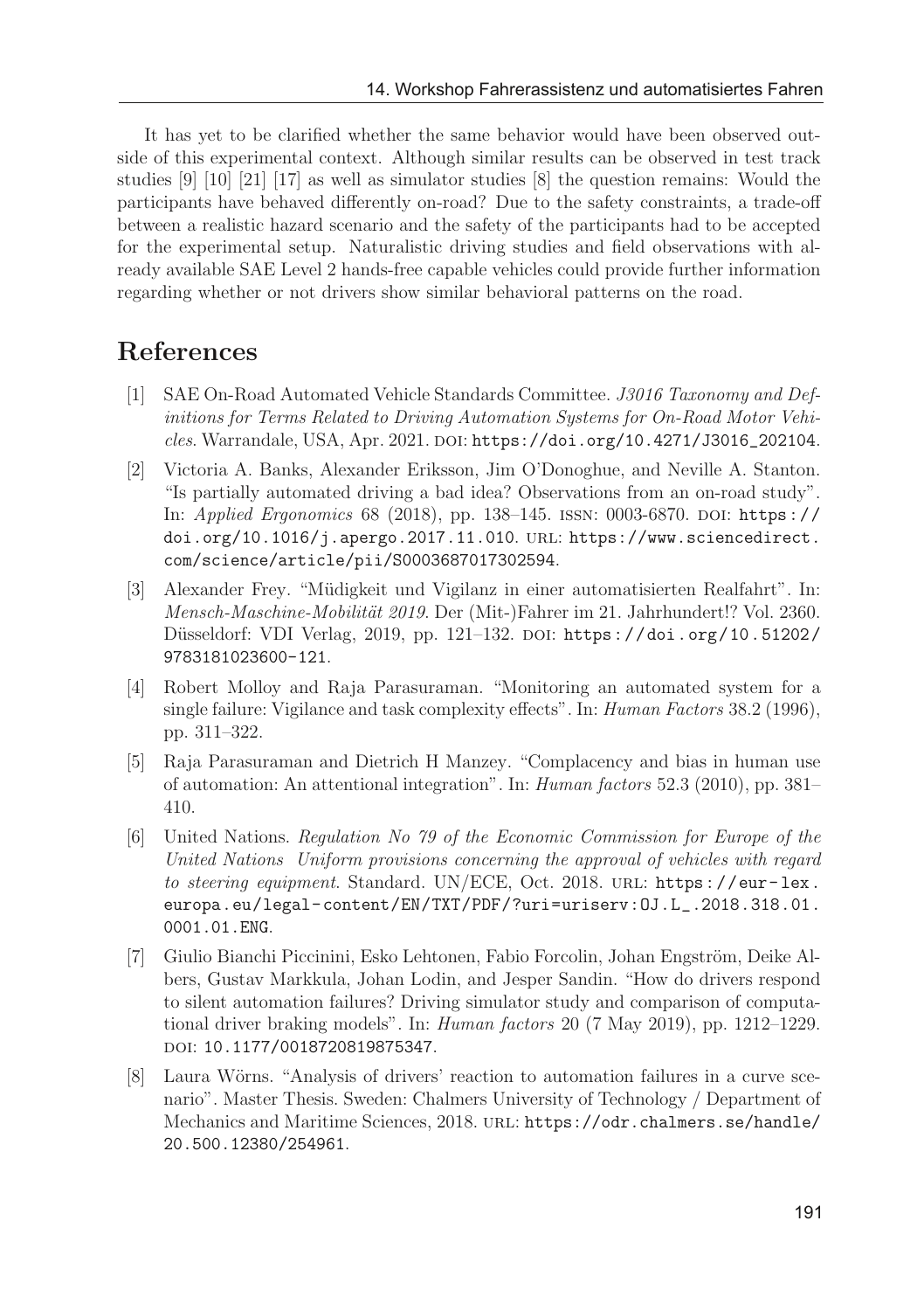It has yet to be clarified whether the same behavior would have been observed outside of this experimental context. Although similar results can be observed in test track studies [9] [10] [21] [17] as well as simulator studies [8] the question remains: Would the participants have behaved differently on-road? Due to the safety constraints, a trade-off between a realistic hazard scenario and the safety of the participants had to be accepted for the experimental setup. Naturalistic driving studies and field observations with already available SAE Level 2 hands-free capable vehicles could provide further information regarding whether or not drivers show similar behavioral patterns on the road.

## References

[1] SAE On-Road Automated Vehicle Standards Committee. *J3016 Taxonomy and Definitions for Terms Related to Driving Automation Systems for On-Road Motor Vehicles*. Warrandale, USA, Apr. 2021. DOI: `https://doi.org/10.4271/J3016_202104`.

[2] Victoria A. Banks, Alexander Eriksson, Jim O'Donoghue, and Neville A. Stanton. "Is partially automated driving a bad idea? Observations from an on-road study". In: *Applied Ergonomics* 68 (2018), pp. 138–145. ISSN: 0003-6870. DOI: `https://doi.org/10.1016/j.apergo.2017.11.010`. URL: `https://www.sciencedirect.com/science/article/pii/S0003687017302594`.

[3] Alexander Frey. "Müdigkeit und Vigilanz in einer automatisierten Realfahrt". In: *Mensch-Maschine-Mobilität 2019*. Der (Mit-)Fahrer im 21. Jahrhundert!? Vol. 2360. Düsseldorf: VDI Verlag, 2019, pp. 121–132. DOI: `https://doi.org/10.51202/9783181023600-121`.

[4] Robert Molloy and Raja Parasuraman. "Monitoring an automated system for a single failure: Vigilance and task complexity effects". In: *Human Factors* 38.2 (1996), pp. 311–322.

[5] Raja Parasuraman and Dietrich H Manzey. "Complacency and bias in human use of automation: An attentional integration". In: *Human factors* 52.3 (2010), pp. 381–410.

[6] United Nations. *Regulation No 79 of the Economic Commission for Europe of the United Nations Uniform provisions concerning the approval of vehicles with regard to steering equipment*. Standard. UN/ECE, Oct. 2018. URL: `https://eur-lex.europa.eu/legal-content/EN/TXT/PDF/?uri=uriserv:OJ.L_.2018.318.01.0001.01.ENG`.

[7] Giulio Bianchi Piccinini, Esko Lehtonen, Fabio Forcolin, Johan Engström, Deike Albers, Gustav Markkula, Johan Lodin, and Jesper Sandin. "How do drivers respond to silent automation failures? Driving simulator study and comparison of computational driver braking models". In: *Human factors* 20 (7 May 2019), pp. 1212–1229. DOI: `10.1177/0018720819875347`.

[8] Laura Wörns. "Analysis of drivers' reaction to automation failures in a curve scenario". Master Thesis. Sweden: Chalmers University of Technology / Department of Mechanics and Maritime Sciences, 2018. URL: `https://odr.chalmers.se/handle/20.500.12380/254961`.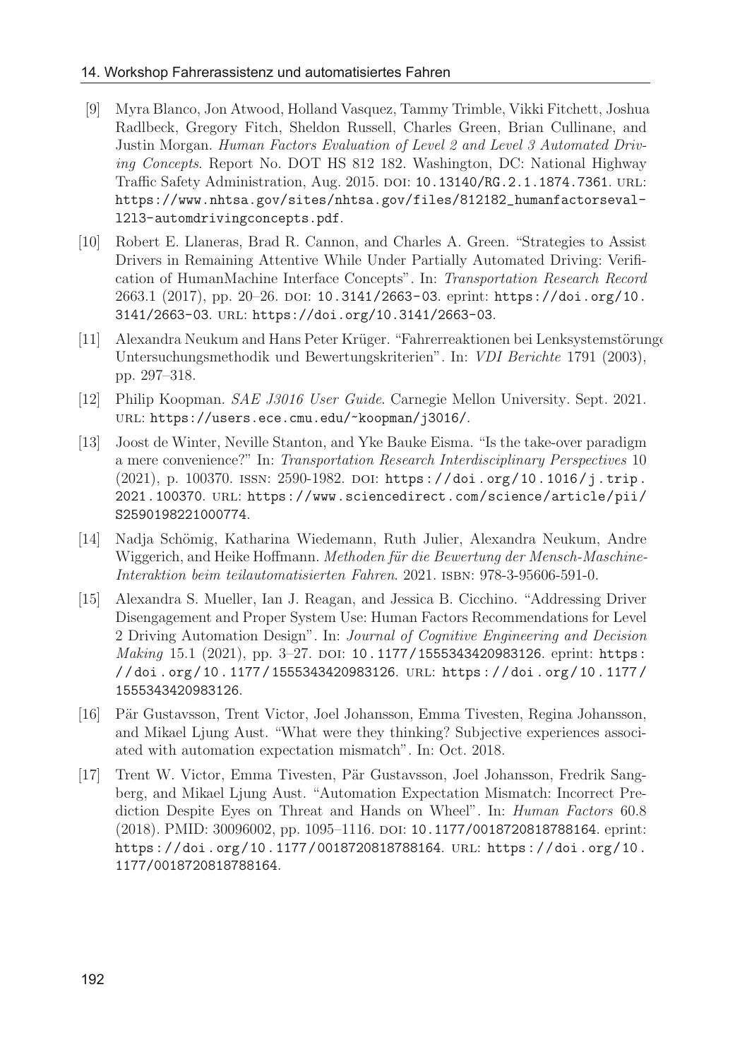[9] Myra Blanco, Jon Atwood, Holland Vasquez, Tammy Trimble, Vikki Fitchett, Joshua Radlbeck, Gregory Fitch, Sheldon Russell, Charles Green, Brian Cullinane, and Justin Morgan. *Human Factors Evaluation of Level 2 and Level 3 Automated Driving Concepts*. Report No. DOT HS 812 182. Washington, DC: National Highway Traffic Safety Administration, Aug. 2015. DOI: 10.13140/RG.2.1.1874.7361. URL: https://www.nhtsa.gov/sites/nhtsa.gov/files/812182_humanfactorseval-l2l3-automdrivingconcepts.pdf.

[10] Robert E. Llaneras, Brad R. Cannon, and Charles A. Green. "Strategies to Assist Drivers in Remaining Attentive While Under Partially Automated Driving: Verification of HumanMachine Interface Concepts". In: *Transportation Research Record* 2663.1 (2017), pp. 20–26. DOI: 10.3141/2663-03. eprint: https://doi.org/10.3141/2663-03. URL: https://doi.org/10.3141/2663-03.

[11] Alexandra Neukum and Hans Peter Krüger. "Fahrerreaktionen bei Lenksystemstörunge Untersuchungsmethodik und Bewertungskriterien". In: *VDI Berichte* 1791 (2003), pp. 297–318.

[12] Philip Koopman. *SAE J3016 User Guide*. Carnegie Mellon University. Sept. 2021. URL: https://users.ece.cmu.edu/~koopman/j3016/.

[13] Joost de Winter, Neville Stanton, and Yke Bauke Eisma. "Is the take-over paradigm a mere convenience?" In: *Transportation Research Interdisciplinary Perspectives* 10 (2021), p. 100370. ISSN: 2590-1982. DOI: https://doi.org/10.1016/j.trip.2021.100370. URL: https://www.sciencedirect.com/science/article/pii/S2590198221000774.

[14] Nadja Schömig, Katharina Wiedemann, Ruth Julier, Alexandra Neukum, Andre Wiggerich, and Heike Hoffmann. *Methoden für die Bewertung der Mensch-Maschine-Interaktion beim teilautomatisierten Fahren*. 2021. ISBN: 978-3-95606-591-0.

[15] Alexandra S. Mueller, Ian J. Reagan, and Jessica B. Cicchino. "Addressing Driver Disengagement and Proper System Use: Human Factors Recommendations for Level 2 Driving Automation Design". In: *Journal of Cognitive Engineering and Decision Making* 15.1 (2021), pp. 3–27. DOI: 10.1177/1555343420983126. eprint: https://doi.org/10.1177/1555343420983126. URL: https://doi.org/10.1177/1555343420983126.

[16] Pär Gustavsson, Trent Victor, Joel Johansson, Emma Tivesten, Regina Johansson, and Mikael Ljung Aust. "What were they thinking? Subjective experiences associated with automation expectation mismatch". In: Oct. 2018.

[17] Trent W. Victor, Emma Tivesten, Pär Gustavsson, Joel Johansson, Fredrik Sangberg, and Mikael Ljung Aust. "Automation Expectation Mismatch: Incorrect Prediction Despite Eyes on Threat and Hands on Wheel". In: *Human Factors* 60.8 (2018). PMID: 30096002, pp. 1095–1116. DOI: 10.1177/0018720818788164. eprint: https://doi.org/10.1177/0018720818788164. URL: https://doi.org/10.1177/0018720818788164.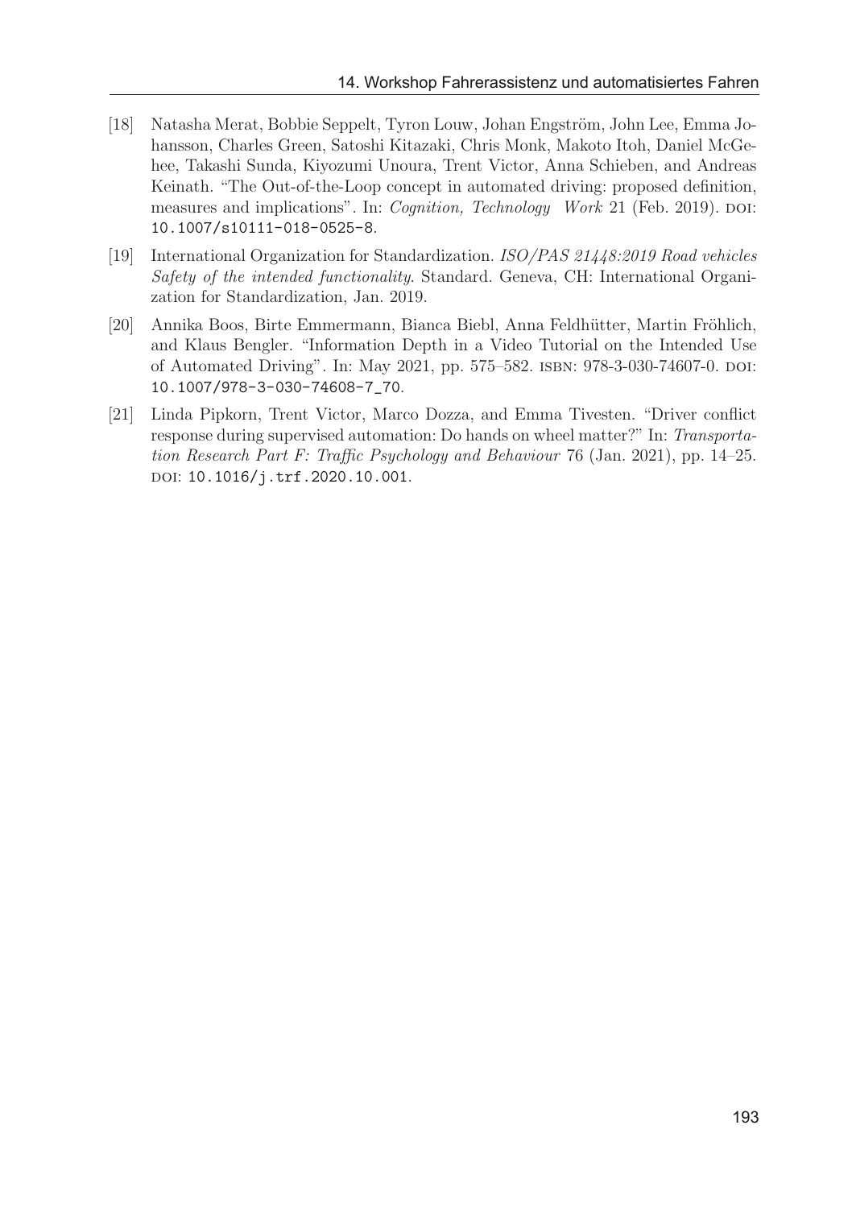[18] Natasha Merat, Bobbie Seppelt, Tyron Louw, Johan Engström, John Lee, Emma Johansson, Charles Green, Satoshi Kitazaki, Chris Monk, Makoto Itoh, Daniel McGehee, Takashi Sunda, Kiyozumi Unoura, Trent Victor, Anna Schieben, and Andreas Keinath. "The Out-of-the-Loop concept in automated driving: proposed definition, measures and implications". In: *Cognition, Technology Work* 21 (Feb. 2019). DOI: 10.1007/s10111-018-0525-8.

[19] International Organization for Standardization. *ISO/PAS 21448:2019 Road vehicles Safety of the intended functionality*. Standard. Geneva, CH: International Organization for Standardization, Jan. 2019.

[20] Annika Boos, Birte Emmermann, Bianca Biebl, Anna Feldhütter, Martin Fröhlich, and Klaus Bengler. "Information Depth in a Video Tutorial on the Intended Use of Automated Driving". In: May 2021, pp. 575–582. ISBN: 978-3-030-74607-0. DOI: 10.1007/978-3-030-74608-7_70.

[21] Linda Pipkorn, Trent Victor, Marco Dozza, and Emma Tivesten. "Driver conflict response during supervised automation: Do hands on wheel matter?" In: *Transportation Research Part F: Traffic Psychology and Behaviour* 76 (Jan. 2021), pp. 14–25. DOI: 10.1016/j.trf.2020.10.001.